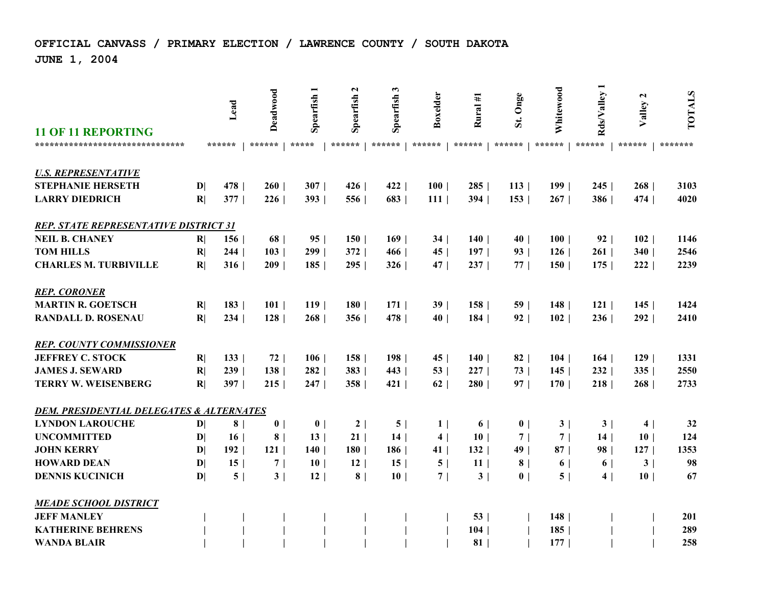**OFFICIAL CANVASS / PRIMARY ELECTION / LAWRENCE COUNTY / SOUTH DAKOTA**

**JUNE 1, 2004**

| 11 OF 11 REPORTING | | Lead | Deadwood | Spearfish 1 | Spearfish 2 | Spearfish 3 | Boxelder | Rural #1 | St. Onge | Whitewood | Rds/Valley 1 | Valley 2 | TOTALS |
|---|---|---|---|---|---|---|---|---|---|---|---|---|---|
| ****************************** | | ****** | ****** | ***** | ****** | ****** | ****** | ****** | ****** | ****** | ****** | ****** | ******* |
| ***U.S. REPRESENTATIVE*** | | | | | | | | | | | | | |
| **STEPHANIE HERSETH** | D | 478 | 260 | 307 | 426 | 422 | 100 | 285 | 113 | 199 | 245 | 268 | 3103 |
| **LARRY DIEDRICH** | R | 377 | 226 | 393 | 556 | 683 | 111 | 394 | 153 | 267 | 386 | 474 | 4020 |
| ***REP. STATE REPRESENTATIVE DISTRICT 31*** | | | | | | | | | | | | | |
| **NEIL B. CHANEY** | R | 156 | 68 | 95 | 150 | 169 | 34 | 140 | 40 | 100 | 92 | 102 | 1146 |
| **TOM HILLS** | R | 244 | 103 | 299 | 372 | 466 | 45 | 197 | 93 | 126 | 261 | 340 | 2546 |
| **CHARLES M. TURBIVILLE** | R | 316 | 209 | 185 | 295 | 326 | 47 | 237 | 77 | 150 | 175 | 222 | 2239 |
| ***REP. CORONER*** | | | | | | | | | | | | | |
| **MARTIN R. GOETSCH** | R | 183 | 101 | 119 | 180 | 171 | 39 | 158 | 59 | 148 | 121 | 145 | 1424 |
| **RANDALL D. ROSENAU** | R | 234 | 128 | 268 | 356 | 478 | 40 | 184 | 92 | 102 | 236 | 292 | 2410 |
| ***REP. COUNTY COMMISSIONER*** | | | | | | | | | | | | | |
| **JEFFREY C. STOCK** | R | 133 | 72 | 106 | 158 | 198 | 45 | 140 | 82 | 104 | 164 | 129 | 1331 |
| **JAMES J. SEWARD** | R | 239 | 138 | 282 | 383 | 443 | 53 | 227 | 73 | 145 | 232 | 335 | 2550 |
| **TERRY W. WEISENBERG** | R | 397 | 215 | 247 | 358 | 421 | 62 | 280 | 97 | 170 | 218 | 268 | 2733 |
| ***DEM. PRESIDENTIAL DELEGATES & ALTERNATES*** | | | | | | | | | | | | | |
| **LYNDON LAROUCHE** | D | 8 | 0 | 0 | 2 | 5 | 1 | 6 | 0 | 3 | 3 | 4 | 32 |
| **UNCOMMITTED** | D | 16 | 8 | 13 | 21 | 14 | 4 | 10 | 7 | 7 | 14 | 10 | 124 |
| **JOHN KERRY** | D | 192 | 121 | 140 | 180 | 186 | 41 | 132 | 49 | 87 | 98 | 127 | 1353 |
| **HOWARD DEAN** | D | 15 | 7 | 10 | 12 | 15 | 5 | 11 | 8 | 6 | 6 | 3 | 98 |
| **DENNIS KUCINICH** | D | 5 | 3 | 12 | 8 | 10 | 7 | 3 | 0 | 5 | 4 | 10 | 67 |
| ***MEADE SCHOOL DISTRICT*** | | | | | | | | | | | | | |
| **JEFF MANLEY** | | | | | | | | 53 | | 148 | | | 201 |
| **KATHERINE BEHRENS** | | | | | | | | 104 | | 185 | | | 289 |
| **WANDA BLAIR** | | | | | | | | 81 | | 177 | | | 258 |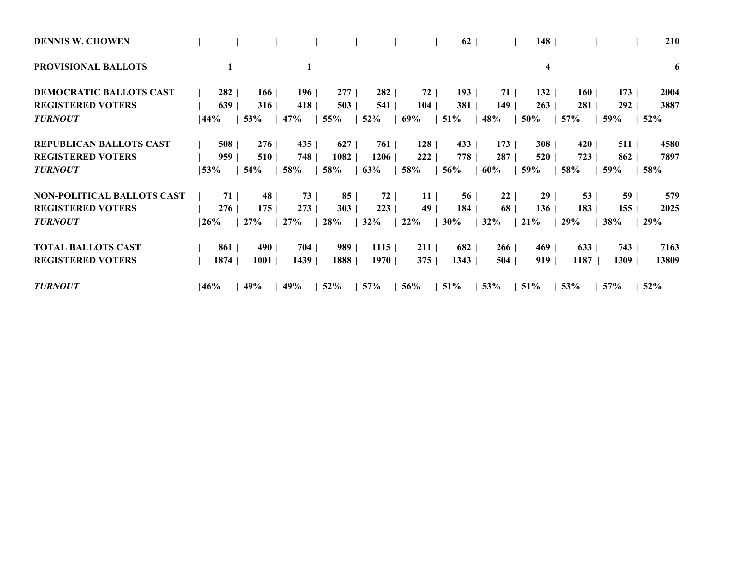| | | | | | | | | | | | | |
|---|---|---|---|---|---|---|---|---|---|---|---|---|
| **DENNIS W. CHOWEN** | | | | | | | **62** | | **148** | | | **210** |
| **PROVISIONAL BALLOTS** | **1** | | **1** | | | | | | **4** | | | **6** |
| **DEMOCRATIC BALLOTS CAST** | **282** | **166** | **196** | **277** | **282** | **72** | **193** | **71** | **132** | **160** | **173** | **2004** |
| **REGISTERED VOTERS** | **639** | **316** | **418** | **503** | **541** | **104** | **381** | **149** | **263** | **281** | **292** | **3887** |
| ***TURNOUT*** | **44%** | **53%** | **47%** | **55%** | **52%** | **69%** | **51%** | **48%** | **50%** | **57%** | **59%** | **52%** |
| **REPUBLICAN BALLOTS CAST** | **508** | **276** | **435** | **627** | **761** | **128** | **433** | **173** | **308** | **420** | **511** | **4580** |
| **REGISTERED VOTERS** | **959** | **510** | **748** | **1082** | **1206** | **222** | **778** | **287** | **520** | **723** | **862** | **7897** |
| ***TURNOUT*** | **53%** | **54%** | **58%** | **58%** | **63%** | **58%** | **56%** | **60%** | **59%** | **58%** | **59%** | **58%** |
| **NON-POLITICAL BALLOTS CAST** | **71** | **48** | **73** | **85** | **72** | **11** | **56** | **22** | **29** | **53** | **59** | **579** |
| **REGISTERED VOTERS** | **276** | **175** | **273** | **303** | **223** | **49** | **184** | **68** | **136** | **183** | **155** | **2025** |
| ***TURNOUT*** | **26%** | **27%** | **27%** | **28%** | **32%** | **22%** | **30%** | **32%** | **21%** | **29%** | **38%** | **29%** |
| **TOTAL BALLOTS CAST** | **861** | **490** | **704** | **989** | **1115** | **211** | **682** | **266** | **469** | **633** | **743** | **7163** |
| **REGISTERED VOTERS** | **1874** | **1001** | **1439** | **1888** | **1970** | **375** | **1343** | **504** | **919** | **1187** | **1309** | **13809** |
| ***TURNOUT*** | **46%** | **49%** | **49%** | **52%** | **57%** | **56%** | **51%** | **53%** | **51%** | **53%** | **57%** | **52%** |